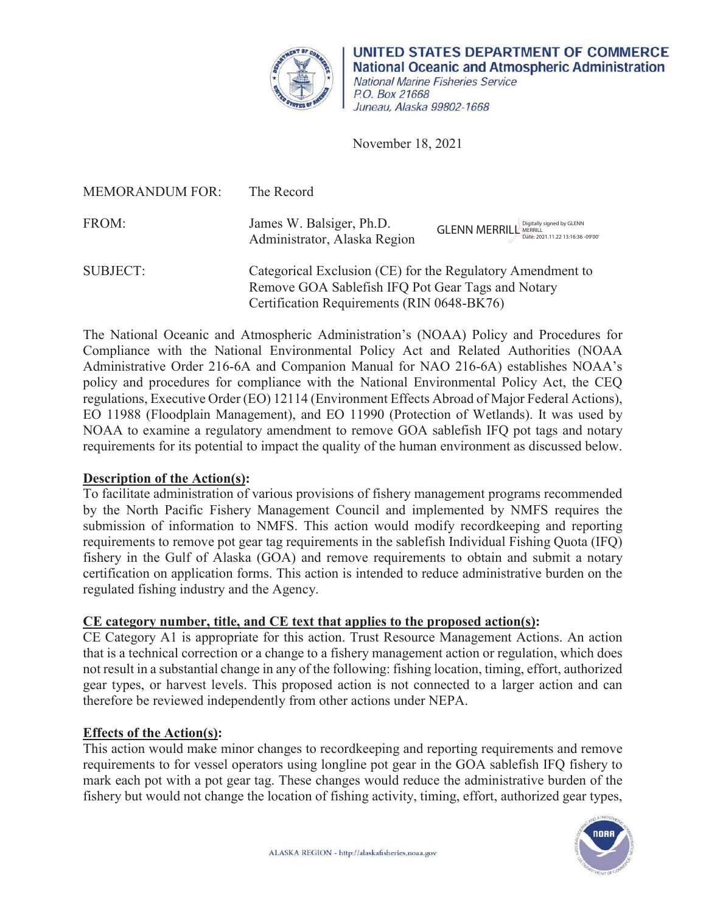**UNITED STATES DEPARTMENT OF COMMERCE**
**National Oceanic and Atmospheric Administration**
*National Marine Fisheries Service*
*P.O. Box 21668*
*Juneau, Alaska 99802-1668*

November 18, 2021

MEMORANDUM FOR: The Record

FROM: James W. Balsiger, Ph.D.
Administrator, Alaska Region

GLENN MERRILL Digitally signed by GLENN MERRILL Date: 2021.11.22 13:16:36 -09'00'

SUBJECT: Categorical Exclusion (CE) for the Regulatory Amendment to Remove GOA Sablefish IFQ Pot Gear Tags and Notary Certification Requirements (RIN 0648-BK76)

The National Oceanic and Atmospheric Administration's (NOAA) Policy and Procedures for Compliance with the National Environmental Policy Act and Related Authorities (NOAA Administrative Order 216-6A and Companion Manual for NAO 216-6A) establishes NOAA's policy and procedures for compliance with the National Environmental Policy Act, the CEQ regulations, Executive Order (EO) 12114 (Environment Effects Abroad of Major Federal Actions), EO 11988 (Floodplain Management), and EO 11990 (Protection of Wetlands). It was used by NOAA to examine a regulatory amendment to remove GOA sablefish IFQ pot tags and notary requirements for its potential to impact the quality of the human environment as discussed below.

**Description of the Action(s):**
To facilitate administration of various provisions of fishery management programs recommended by the North Pacific Fishery Management Council and implemented by NMFS requires the submission of information to NMFS. This action would modify recordkeeping and reporting requirements to remove pot gear tag requirements in the sablefish Individual Fishing Quota (IFQ) fishery in the Gulf of Alaska (GOA) and remove requirements to obtain and submit a notary certification on application forms. This action is intended to reduce administrative burden on the regulated fishing industry and the Agency.

**CE category number, title, and CE text that applies to the proposed action(s):**
CE Category A1 is appropriate for this action. Trust Resource Management Actions. An action that is a technical correction or a change to a fishery management action or regulation, which does not result in a substantial change in any of the following: fishing location, timing, effort, authorized gear types, or harvest levels. This proposed action is not connected to a larger action and can therefore be reviewed independently from other actions under NEPA.

**Effects of the Action(s):**
This action would make minor changes to recordkeeping and reporting requirements and remove requirements to for vessel operators using longline pot gear in the GOA sablefish IFQ fishery to mark each pot with a pot gear tag. These changes would reduce the administrative burden of the fishery but would not change the location of fishing activity, timing, effort, authorized gear types,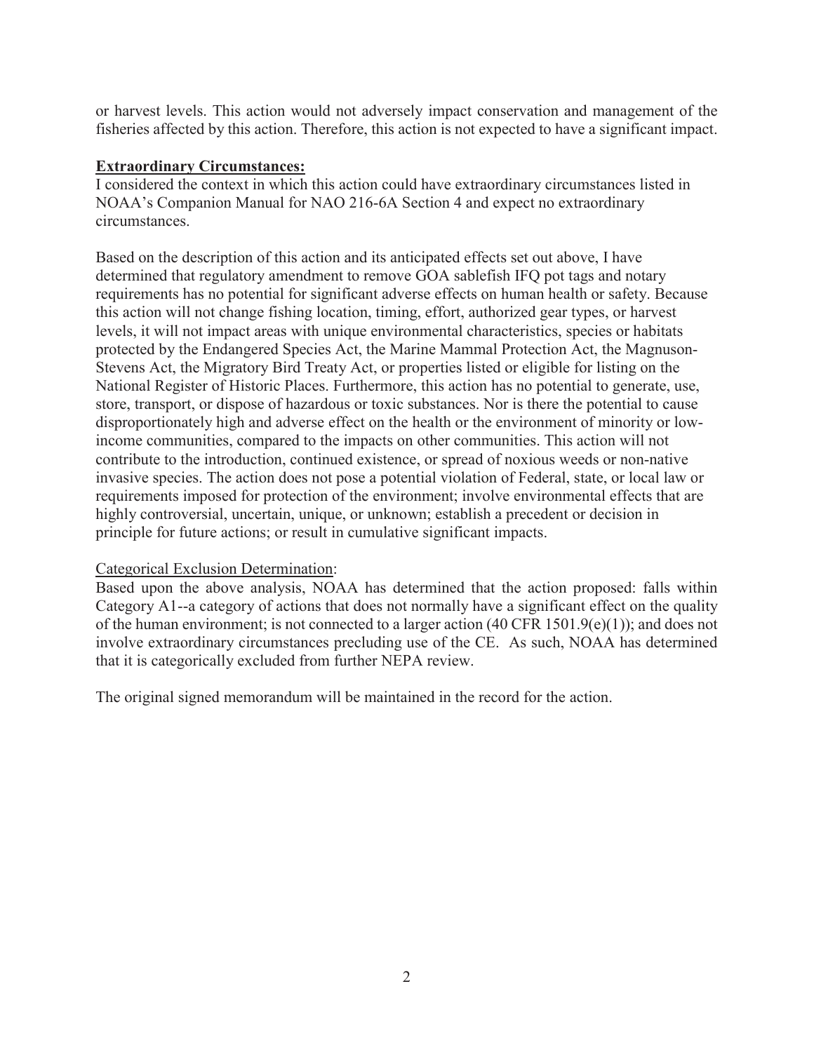or harvest levels. This action would not adversely impact conservation and management of the fisheries affected by this action. Therefore, this action is not expected to have a significant impact.

**Extraordinary Circumstances:**

I considered the context in which this action could have extraordinary circumstances listed in NOAA's Companion Manual for NAO 216-6A Section 4 and expect no extraordinary circumstances.

Based on the description of this action and its anticipated effects set out above, I have determined that regulatory amendment to remove GOA sablefish IFQ pot tags and notary requirements has no potential for significant adverse effects on human health or safety. Because this action will not change fishing location, timing, effort, authorized gear types, or harvest levels, it will not impact areas with unique environmental characteristics, species or habitats protected by the Endangered Species Act, the Marine Mammal Protection Act, the Magnuson-Stevens Act, the Migratory Bird Treaty Act, or properties listed or eligible for listing on the National Register of Historic Places. Furthermore, this action has no potential to generate, use, store, transport, or dispose of hazardous or toxic substances. Nor is there the potential to cause disproportionately high and adverse effect on the health or the environment of minority or low-income communities, compared to the impacts on other communities. This action will not contribute to the introduction, continued existence, or spread of noxious weeds or non-native invasive species. The action does not pose a potential violation of Federal, state, or local law or requirements imposed for protection of the environment; involve environmental effects that are highly controversial, uncertain, unique, or unknown; establish a precedent or decision in principle for future actions; or result in cumulative significant impacts.

Categorical Exclusion Determination:

Based upon the above analysis, NOAA has determined that the action proposed: falls within Category A1--a category of actions that does not normally have a significant effect on the quality of the human environment; is not connected to a larger action (40 CFR 1501.9(e)(1)); and does not involve extraordinary circumstances precluding use of the CE. As such, NOAA has determined that it is categorically excluded from further NEPA review.

The original signed memorandum will be maintained in the record for the action.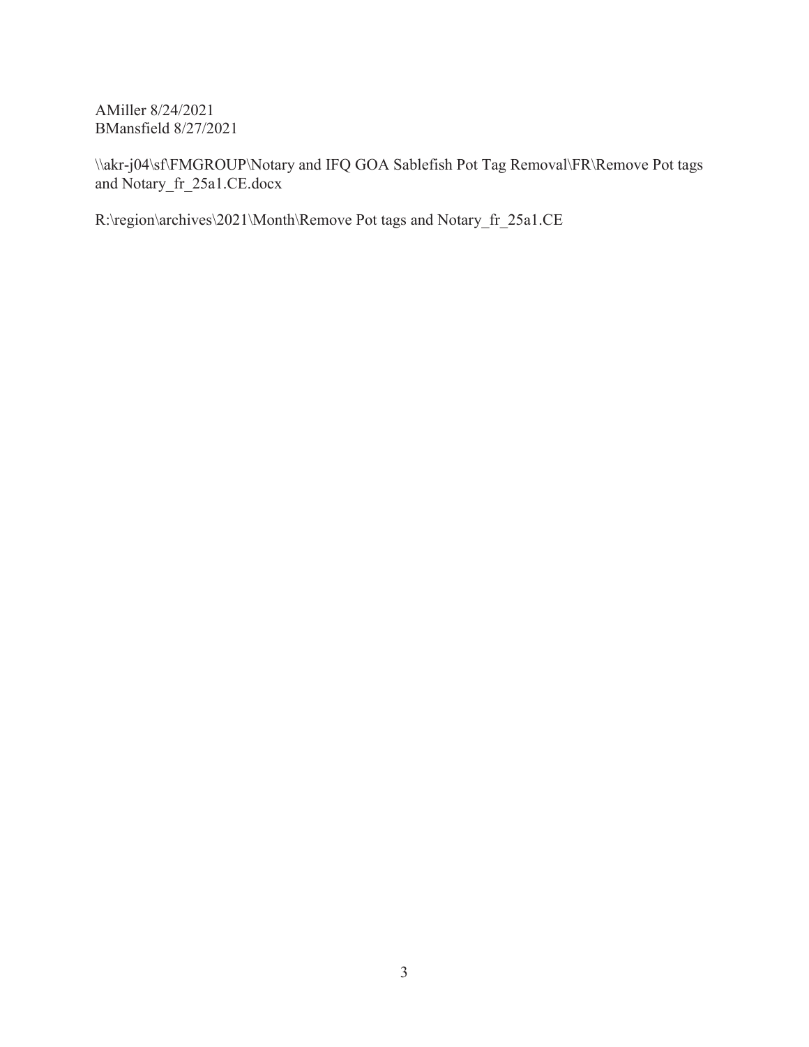AMiller 8/24/2021
BMansfield 8/27/2021

\\akr-j04\sf\FMGROUP\Notary and IFQ GOA Sablefish Pot Tag Removal\FR\Remove Pot tags and Notary_fr_25a1.CE.docx

R:\region\archives\2021\Month\Remove Pot tags and Notary_fr_25a1.CE